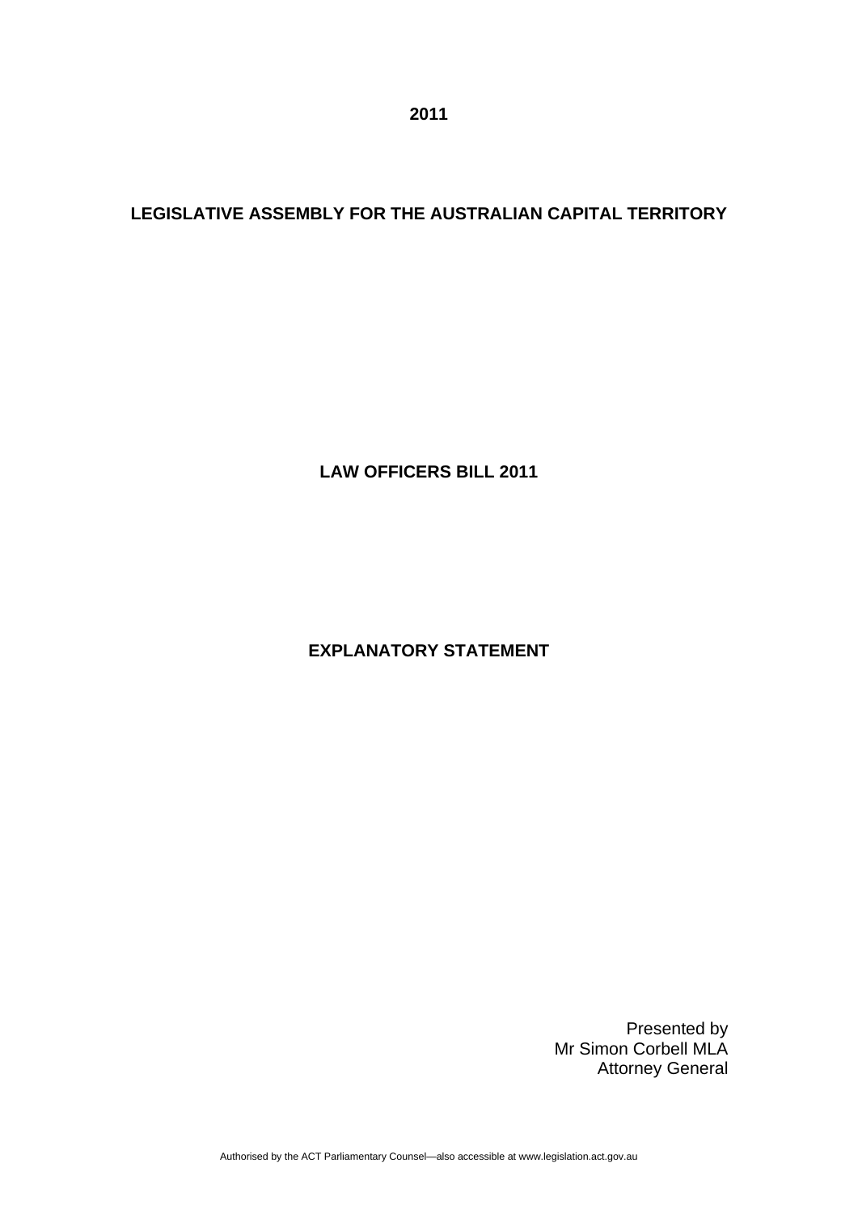**2011**

**LEGISLATIVE ASSEMBLY FOR THE AUSTRALIAN CAPITAL TERRITORY**

**LAW OFFICERS BILL 2011**

**EXPLANATORY STATEMENT**

Presented by
Mr Simon Corbell MLA
Attorney General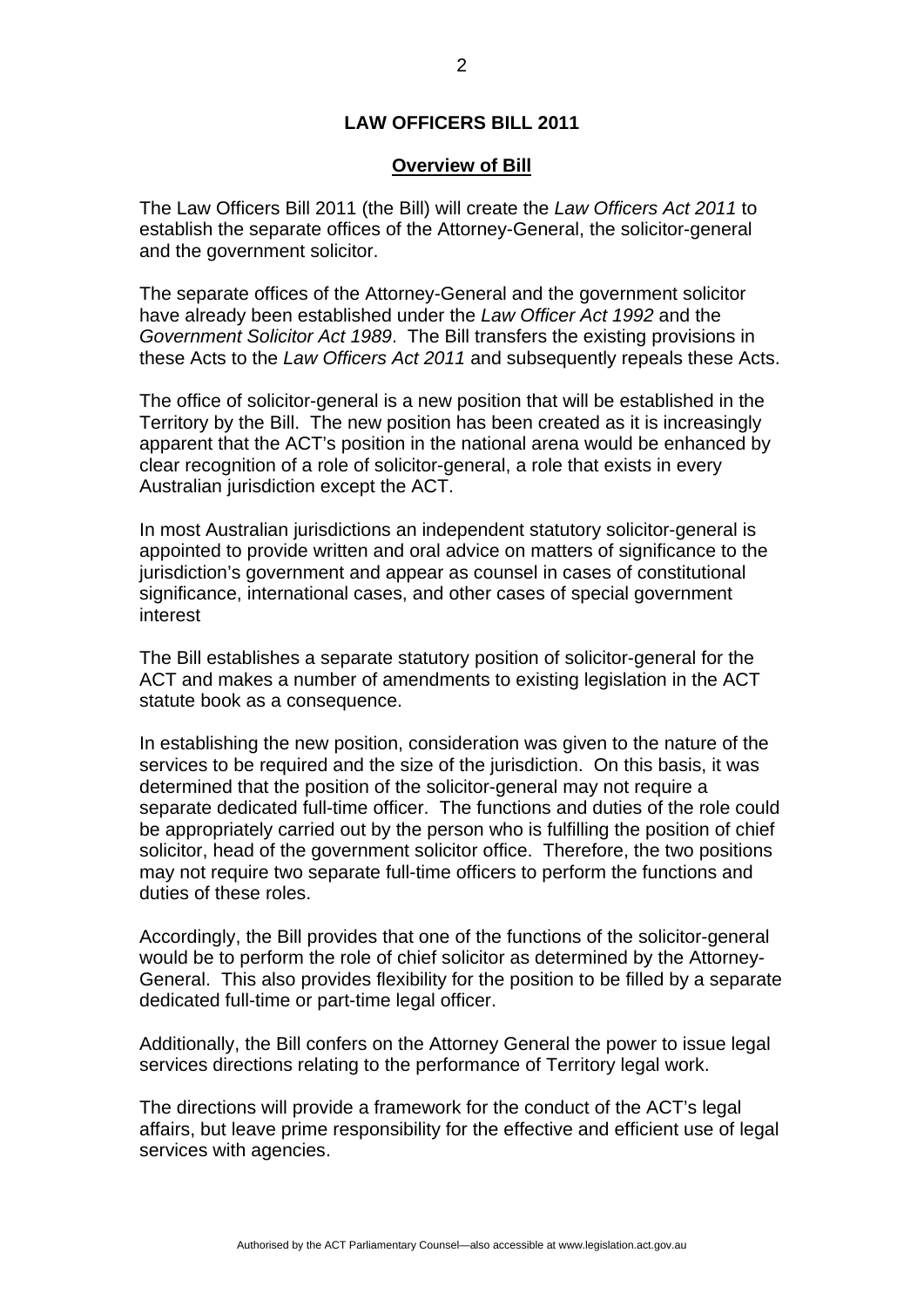## LAW OFFICERS BILL 2011

### Overview of Bill

The Law Officers Bill 2011 (the Bill) will create the *Law Officers Act 2011* to establish the separate offices of the Attorney-General, the solicitor-general and the government solicitor.

The separate offices of the Attorney-General and the government solicitor have already been established under the *Law Officer Act 1992* and the *Government Solicitor Act 1989*. The Bill transfers the existing provisions in these Acts to the *Law Officers Act 2011* and subsequently repeals these Acts.

The office of solicitor-general is a new position that will be established in the Territory by the Bill. The new position has been created as it is increasingly apparent that the ACT's position in the national arena would be enhanced by clear recognition of a role of solicitor-general, a role that exists in every Australian jurisdiction except the ACT.

In most Australian jurisdictions an independent statutory solicitor-general is appointed to provide written and oral advice on matters of significance to the jurisdiction's government and appear as counsel in cases of constitutional significance, international cases, and other cases of special government interest

The Bill establishes a separate statutory position of solicitor-general for the ACT and makes a number of amendments to existing legislation in the ACT statute book as a consequence.

In establishing the new position, consideration was given to the nature of the services to be required and the size of the jurisdiction. On this basis, it was determined that the position of the solicitor-general may not require a separate dedicated full-time officer. The functions and duties of the role could be appropriately carried out by the person who is fulfilling the position of chief solicitor, head of the government solicitor office. Therefore, the two positions may not require two separate full-time officers to perform the functions and duties of these roles.

Accordingly, the Bill provides that one of the functions of the solicitor-general would be to perform the role of chief solicitor as determined by the Attorney-General. This also provides flexibility for the position to be filled by a separate dedicated full-time or part-time legal officer.

Additionally, the Bill confers on the Attorney General the power to issue legal services directions relating to the performance of Territory legal work.

The directions will provide a framework for the conduct of the ACT's legal affairs, but leave prime responsibility for the effective and efficient use of legal services with agencies.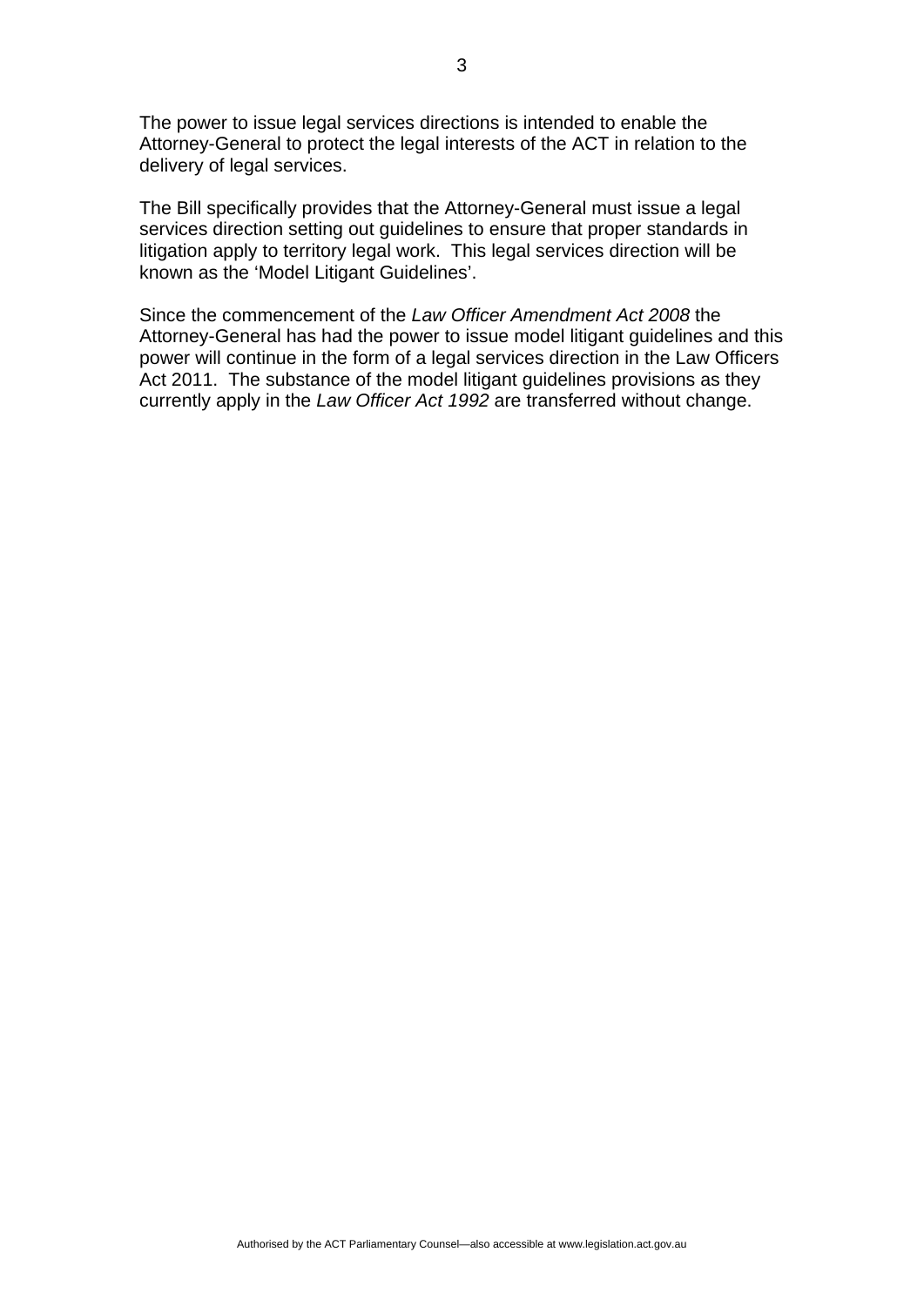The power to issue legal services directions is intended to enable the Attorney-General to protect the legal interests of the ACT in relation to the delivery of legal services.

The Bill specifically provides that the Attorney-General must issue a legal services direction setting out guidelines to ensure that proper standards in litigation apply to territory legal work. This legal services direction will be known as the 'Model Litigant Guidelines'.

Since the commencement of the *Law Officer Amendment Act 2008* the Attorney-General has had the power to issue model litigant guidelines and this power will continue in the form of a legal services direction in the Law Officers Act 2011. The substance of the model litigant guidelines provisions as they currently apply in the *Law Officer Act 1992* are transferred without change.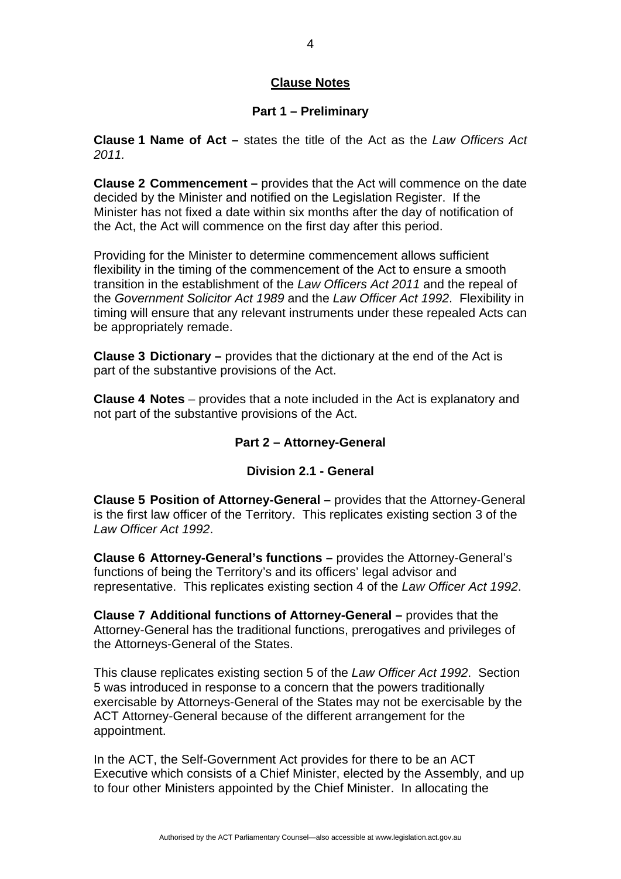## Clause Notes

### Part 1 – Preliminary

**Clause 1 Name of Act –** states the title of the Act as the *Law Officers Act 2011.*

**Clause 2 Commencement –** provides that the Act will commence on the date decided by the Minister and notified on the Legislation Register. If the Minister has not fixed a date within six months after the day of notification of the Act, the Act will commence on the first day after this period.

Providing for the Minister to determine commencement allows sufficient flexibility in the timing of the commencement of the Act to ensure a smooth transition in the establishment of the *Law Officers Act 2011* and the repeal of the *Government Solicitor Act 1989* and the *Law Officer Act 1992*. Flexibility in timing will ensure that any relevant instruments under these repealed Acts can be appropriately remade.

**Clause 3 Dictionary –** provides that the dictionary at the end of the Act is part of the substantive provisions of the Act.

**Clause 4 Notes** – provides that a note included in the Act is explanatory and not part of the substantive provisions of the Act.

### Part 2 – Attorney-General

### Division 2.1 - General

**Clause 5 Position of Attorney-General –** provides that the Attorney-General is the first law officer of the Territory. This replicates existing section 3 of the *Law Officer Act 1992*.

**Clause 6 Attorney-General's functions –** provides the Attorney-General's functions of being the Territory's and its officers' legal advisor and representative. This replicates existing section 4 of the *Law Officer Act 1992*.

**Clause 7 Additional functions of Attorney-General –** provides that the Attorney-General has the traditional functions, prerogatives and privileges of the Attorneys-General of the States.

This clause replicates existing section 5 of the *Law Officer Act 1992*. Section 5 was introduced in response to a concern that the powers traditionally exercisable by Attorneys-General of the States may not be exercisable by the ACT Attorney-General because of the different arrangement for the appointment.

In the ACT, the Self-Government Act provides for there to be an ACT Executive which consists of a Chief Minister, elected by the Assembly, and up to four other Ministers appointed by the Chief Minister. In allocating the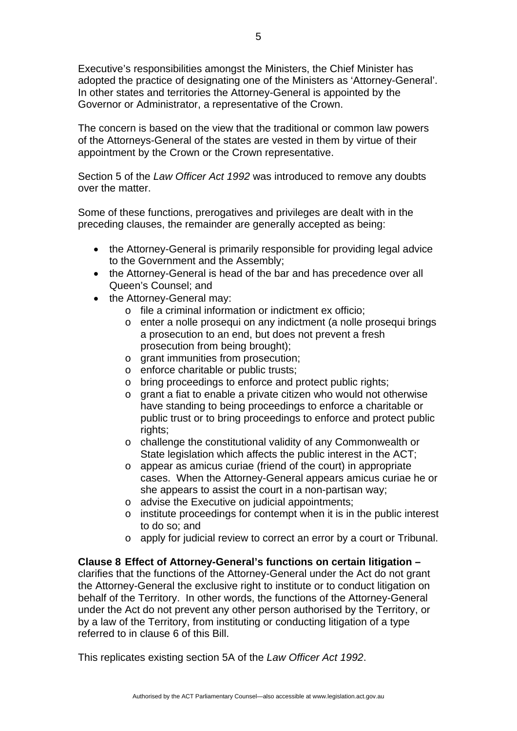Executive's responsibilities amongst the Ministers, the Chief Minister has adopted the practice of designating one of the Ministers as 'Attorney-General'. In other states and territories the Attorney-General is appointed by the Governor or Administrator, a representative of the Crown.

The concern is based on the view that the traditional or common law powers of the Attorneys-General of the states are vested in them by virtue of their appointment by the Crown or the Crown representative.

Section 5 of the *Law Officer Act 1992* was introduced to remove any doubts over the matter.

Some of these functions, prerogatives and privileges are dealt with in the preceding clauses, the remainder are generally accepted as being:

- the Attorney-General is primarily responsible for providing legal advice to the Government and the Assembly;
- the Attorney-General is head of the bar and has precedence over all Queen's Counsel; and
- the Attorney-General may:
  - file a criminal information or indictment ex officio;
  - enter a nolle prosequi on any indictment (a nolle prosequi brings a prosecution to an end, but does not prevent a fresh prosecution from being brought);
  - grant immunities from prosecution;
  - enforce charitable or public trusts;
  - bring proceedings to enforce and protect public rights;
  - grant a fiat to enable a private citizen who would not otherwise have standing to being proceedings to enforce a charitable or public trust or to bring proceedings to enforce and protect public rights;
  - challenge the constitutional validity of any Commonwealth or State legislation which affects the public interest in the ACT;
  - appear as amicus curiae (friend of the court) in appropriate cases. When the Attorney-General appears amicus curiae he or she appears to assist the court in a non-partisan way;
  - advise the Executive on judicial appointments;
  - institute proceedings for contempt when it is in the public interest to do so; and
  - apply for judicial review to correct an error by a court or Tribunal.

**Clause 8 Effect of Attorney-General's functions on certain litigation –** clarifies that the functions of the Attorney-General under the Act do not grant the Attorney-General the exclusive right to institute or to conduct litigation on behalf of the Territory. In other words, the functions of the Attorney-General under the Act do not prevent any other person authorised by the Territory, or by a law of the Territory, from instituting or conducting litigation of a type referred to in clause 6 of this Bill.

This replicates existing section 5A of the *Law Officer Act 1992*.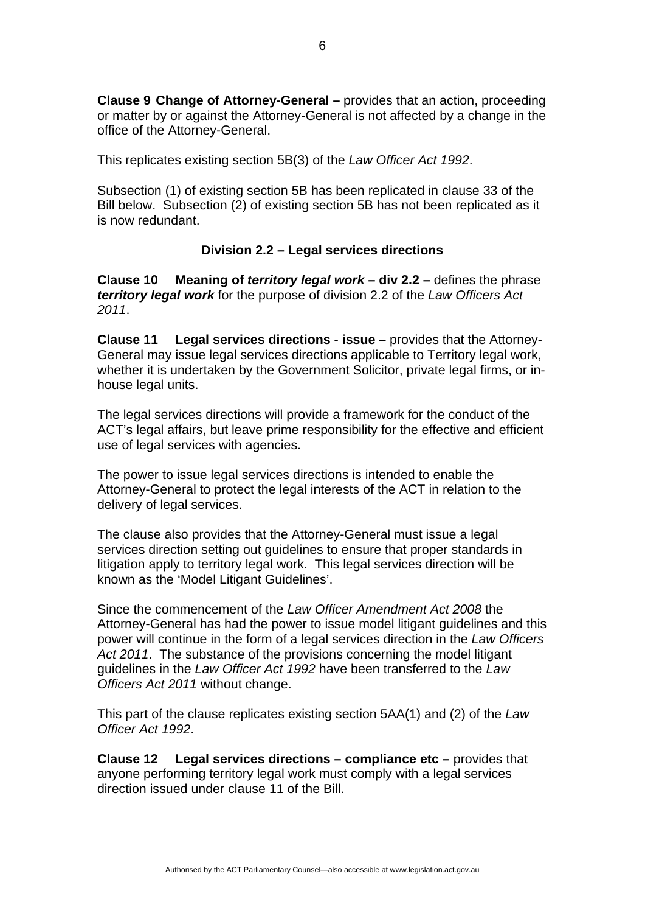**Clause 9 Change of Attorney-General –** provides that an action, proceeding or matter by or against the Attorney-General is not affected by a change in the office of the Attorney-General.

This replicates existing section 5B(3) of the *Law Officer Act 1992*.

Subsection (1) of existing section 5B has been replicated in clause 33 of the Bill below. Subsection (2) of existing section 5B has not been replicated as it is now redundant.

### Division 2.2 – Legal services directions

**Clause 10 Meaning of *territory legal work* – div 2.2 –** defines the phrase ***territory legal work*** for the purpose of division 2.2 of the *Law Officers Act 2011*.

**Clause 11 Legal services directions - issue –** provides that the Attorney-General may issue legal services directions applicable to Territory legal work, whether it is undertaken by the Government Solicitor, private legal firms, or in-house legal units.

The legal services directions will provide a framework for the conduct of the ACT's legal affairs, but leave prime responsibility for the effective and efficient use of legal services with agencies.

The power to issue legal services directions is intended to enable the Attorney-General to protect the legal interests of the ACT in relation to the delivery of legal services.

The clause also provides that the Attorney-General must issue a legal services direction setting out guidelines to ensure that proper standards in litigation apply to territory legal work. This legal services direction will be known as the 'Model Litigant Guidelines'.

Since the commencement of the *Law Officer Amendment Act 2008* the Attorney-General has had the power to issue model litigant guidelines and this power will continue in the form of a legal services direction in the *Law Officers Act 2011*. The substance of the provisions concerning the model litigant guidelines in the *Law Officer Act 1992* have been transferred to the *Law Officers Act 2011* without change.

This part of the clause replicates existing section 5AA(1) and (2) of the *Law Officer Act 1992*.

**Clause 12 Legal services directions – compliance etc –** provides that anyone performing territory legal work must comply with a legal services direction issued under clause 11 of the Bill.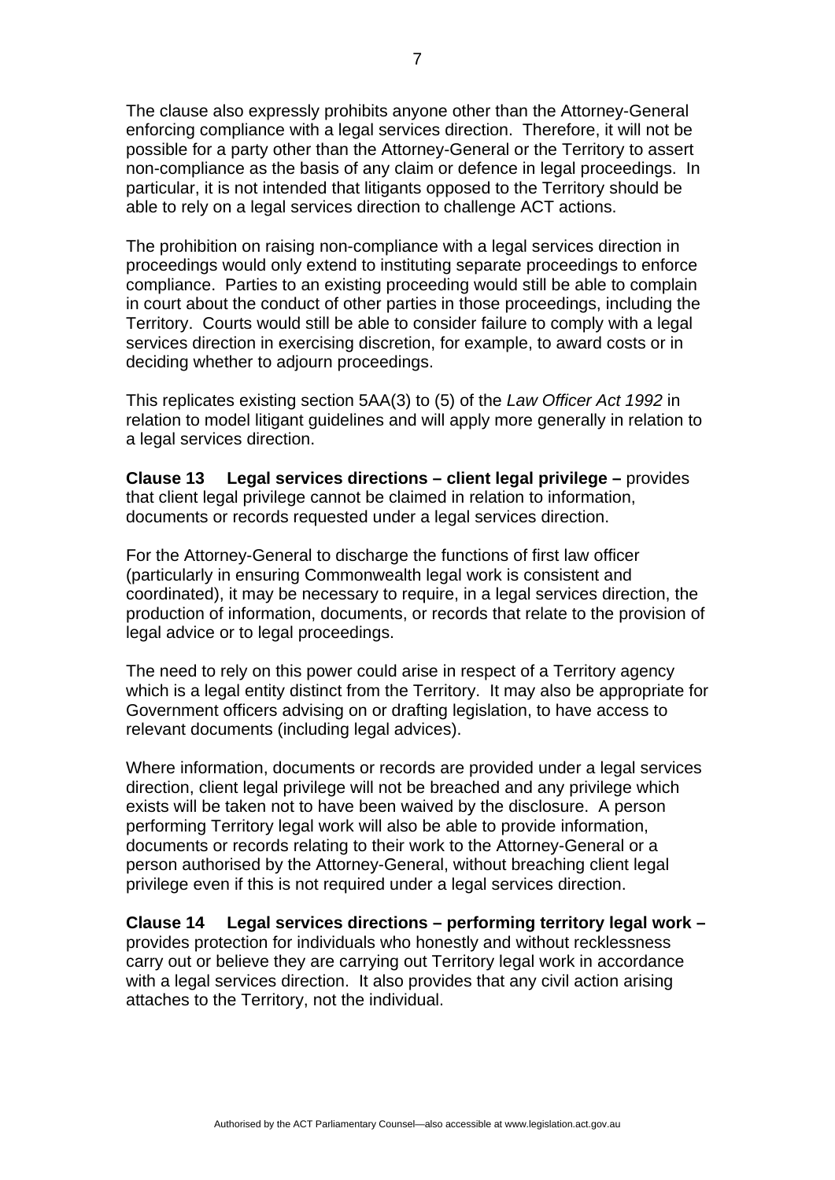The clause also expressly prohibits anyone other than the Attorney-General enforcing compliance with a legal services direction. Therefore, it will not be possible for a party other than the Attorney-General or the Territory to assert non-compliance as the basis of any claim or defence in legal proceedings. In particular, it is not intended that litigants opposed to the Territory should be able to rely on a legal services direction to challenge ACT actions.

The prohibition on raising non-compliance with a legal services direction in proceedings would only extend to instituting separate proceedings to enforce compliance. Parties to an existing proceeding would still be able to complain in court about the conduct of other parties in those proceedings, including the Territory. Courts would still be able to consider failure to comply with a legal services direction in exercising discretion, for example, to award costs or in deciding whether to adjourn proceedings.

This replicates existing section 5AA(3) to (5) of the *Law Officer Act 1992* in relation to model litigant guidelines and will apply more generally in relation to a legal services direction.

**Clause 13 Legal services directions – client legal privilege –** provides that client legal privilege cannot be claimed in relation to information, documents or records requested under a legal services direction.

For the Attorney-General to discharge the functions of first law officer (particularly in ensuring Commonwealth legal work is consistent and coordinated), it may be necessary to require, in a legal services direction, the production of information, documents, or records that relate to the provision of legal advice or to legal proceedings.

The need to rely on this power could arise in respect of a Territory agency which is a legal entity distinct from the Territory. It may also be appropriate for Government officers advising on or drafting legislation, to have access to relevant documents (including legal advices).

Where information, documents or records are provided under a legal services direction, client legal privilege will not be breached and any privilege which exists will be taken not to have been waived by the disclosure. A person performing Territory legal work will also be able to provide information, documents or records relating to their work to the Attorney-General or a person authorised by the Attorney-General, without breaching client legal privilege even if this is not required under a legal services direction.

**Clause 14 Legal services directions – performing territory legal work –** provides protection for individuals who honestly and without recklessness carry out or believe they are carrying out Territory legal work in accordance with a legal services direction. It also provides that any civil action arising attaches to the Territory, not the individual.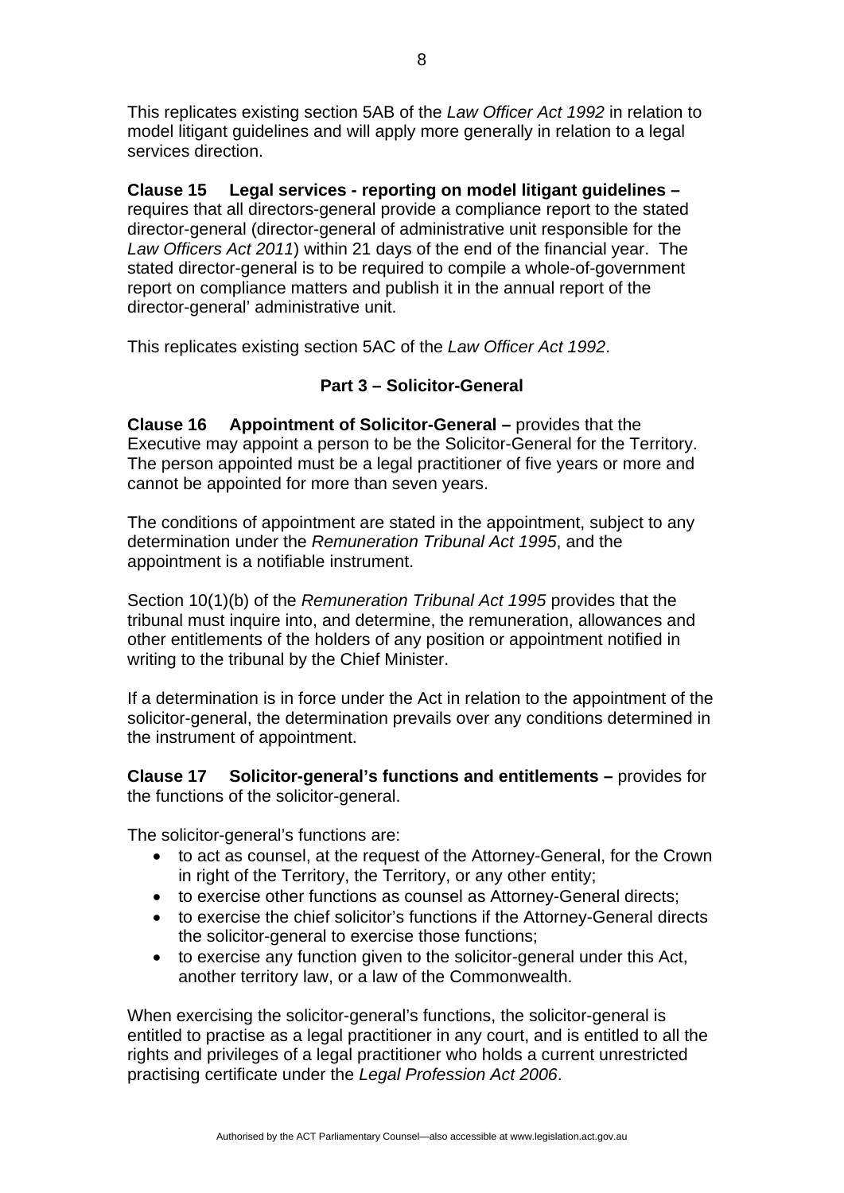This replicates existing section 5AB of the *Law Officer Act 1992* in relation to model litigant guidelines and will apply more generally in relation to a legal services direction.

**Clause 15 Legal services - reporting on model litigant guidelines –** requires that all directors-general provide a compliance report to the stated director-general (director-general of administrative unit responsible for the *Law Officers Act 2011*) within 21 days of the end of the financial year. The stated director-general is to be required to compile a whole-of-government report on compliance matters and publish it in the annual report of the director-general' administrative unit.

This replicates existing section 5AC of the *Law Officer Act 1992*.

## Part 3 – Solicitor-General

**Clause 16 Appointment of Solicitor-General –** provides that the Executive may appoint a person to be the Solicitor-General for the Territory. The person appointed must be a legal practitioner of five years or more and cannot be appointed for more than seven years.

The conditions of appointment are stated in the appointment, subject to any determination under the *Remuneration Tribunal Act 1995*, and the appointment is a notifiable instrument.

Section 10(1)(b) of the *Remuneration Tribunal Act 1995* provides that the tribunal must inquire into, and determine, the remuneration, allowances and other entitlements of the holders of any position or appointment notified in writing to the tribunal by the Chief Minister.

If a determination is in force under the Act in relation to the appointment of the solicitor-general, the determination prevails over any conditions determined in the instrument of appointment.

**Clause 17 Solicitor-general's functions and entitlements –** provides for the functions of the solicitor-general.

The solicitor-general's functions are:

- to act as counsel, at the request of the Attorney-General, for the Crown in right of the Territory, the Territory, or any other entity;
- to exercise other functions as counsel as Attorney-General directs;
- to exercise the chief solicitor's functions if the Attorney-General directs the solicitor-general to exercise those functions;
- to exercise any function given to the solicitor-general under this Act, another territory law, or a law of the Commonwealth.

When exercising the solicitor-general's functions, the solicitor-general is entitled to practise as a legal practitioner in any court, and is entitled to all the rights and privileges of a legal practitioner who holds a current unrestricted practising certificate under the *Legal Profession Act 2006*.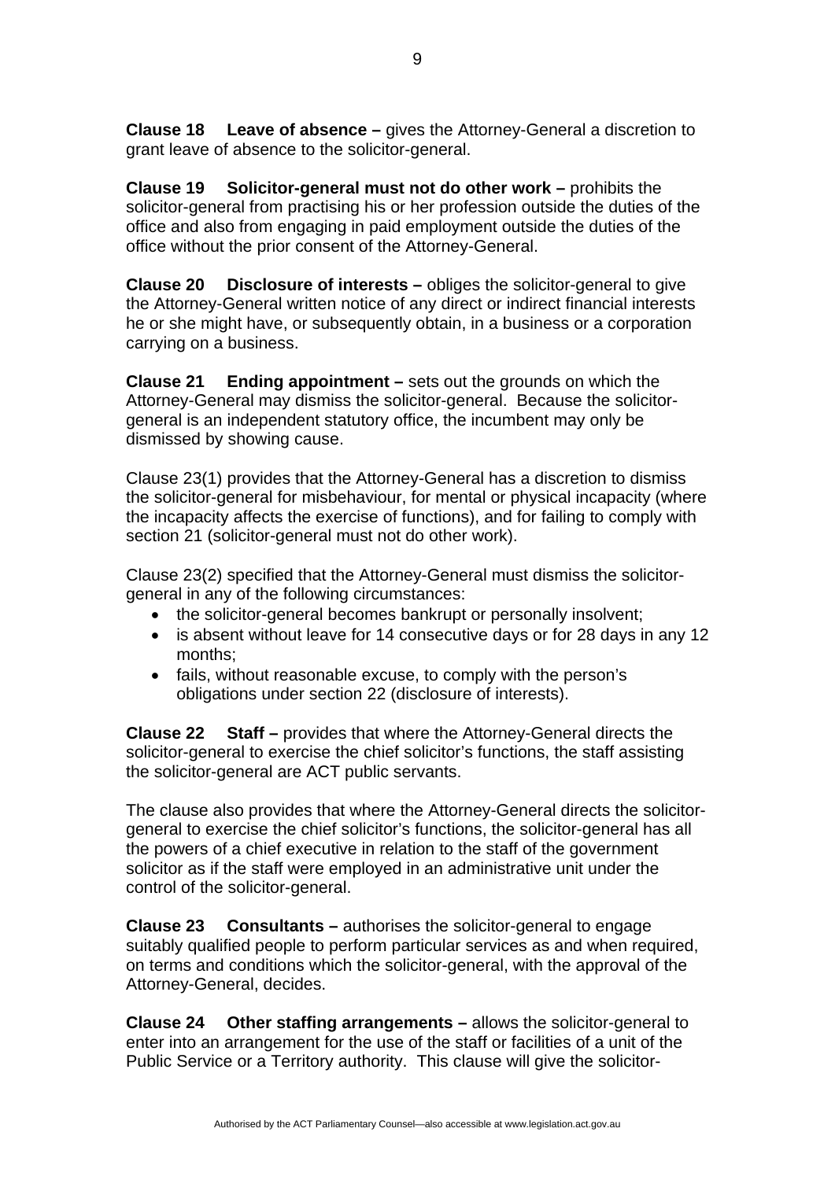**Clause 18  Leave of absence –** gives the Attorney-General a discretion to grant leave of absence to the solicitor-general.

**Clause 19  Solicitor-general must not do other work –** prohibits the solicitor-general from practising his or her profession outside the duties of the office and also from engaging in paid employment outside the duties of the office without the prior consent of the Attorney-General.

**Clause 20  Disclosure of interests –** obliges the solicitor-general to give the Attorney-General written notice of any direct or indirect financial interests he or she might have, or subsequently obtain, in a business or a corporation carrying on a business.

**Clause 21  Ending appointment –** sets out the grounds on which the Attorney-General may dismiss the solicitor-general. Because the solicitor-general is an independent statutory office, the incumbent may only be dismissed by showing cause.

Clause 23(1) provides that the Attorney-General has a discretion to dismiss the solicitor-general for misbehaviour, for mental or physical incapacity (where the incapacity affects the exercise of functions), and for failing to comply with section 21 (solicitor-general must not do other work).

Clause 23(2) specified that the Attorney-General must dismiss the solicitor-general in any of the following circumstances:

- the solicitor-general becomes bankrupt or personally insolvent;
- is absent without leave for 14 consecutive days or for 28 days in any 12 months;
- fails, without reasonable excuse, to comply with the person's obligations under section 22 (disclosure of interests).

**Clause 22  Staff –** provides that where the Attorney-General directs the solicitor-general to exercise the chief solicitor's functions, the staff assisting the solicitor-general are ACT public servants.

The clause also provides that where the Attorney-General directs the solicitor-general to exercise the chief solicitor's functions, the solicitor-general has all the powers of a chief executive in relation to the staff of the government solicitor as if the staff were employed in an administrative unit under the control of the solicitor-general.

**Clause 23  Consultants –** authorises the solicitor-general to engage suitably qualified people to perform particular services as and when required, on terms and conditions which the solicitor-general, with the approval of the Attorney-General, decides.

**Clause 24  Other staffing arrangements –** allows the solicitor-general to enter into an arrangement for the use of the staff or facilities of a unit of the Public Service or a Territory authority. This clause will give the solicitor-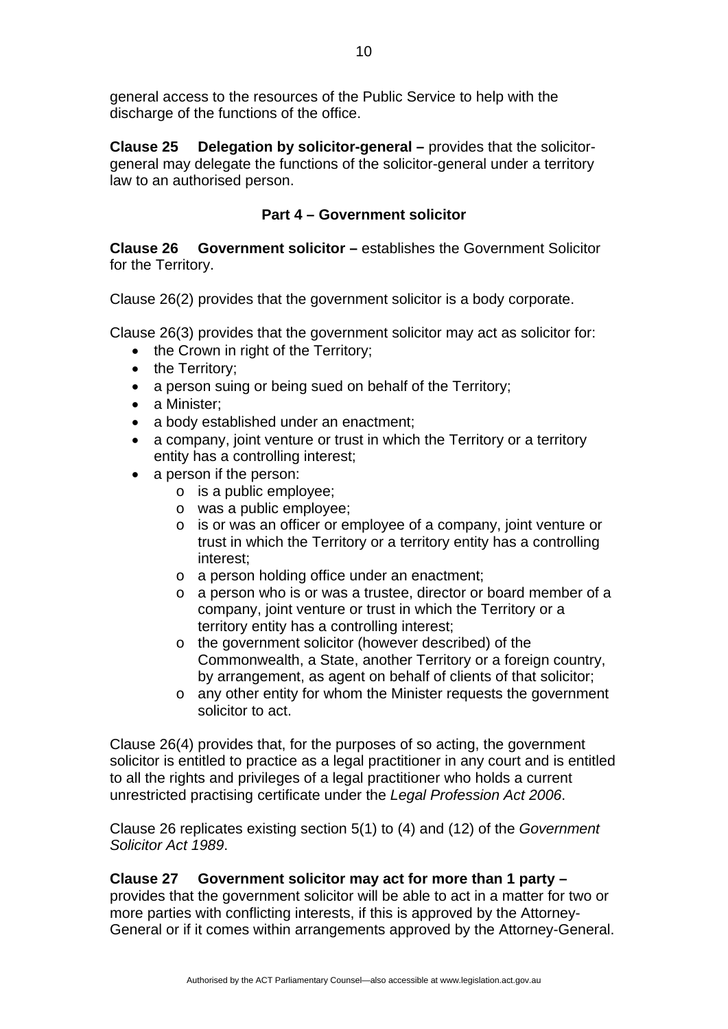general access to the resources of the Public Service to help with the discharge of the functions of the office.

**Clause 25 Delegation by solicitor-general –** provides that the solicitor-general may delegate the functions of the solicitor-general under a territory law to an authorised person.

### Part 4 – Government solicitor

**Clause 26 Government solicitor –** establishes the Government Solicitor for the Territory.

Clause 26(2) provides that the government solicitor is a body corporate.

Clause 26(3) provides that the government solicitor may act as solicitor for:

- the Crown in right of the Territory;
- the Territory;
- a person suing or being sued on behalf of the Territory;
- a Minister;
- a body established under an enactment;
- a company, joint venture or trust in which the Territory or a territory entity has a controlling interest;
- a person if the person:
  - is a public employee;
  - was a public employee;
  - is or was an officer or employee of a company, joint venture or trust in which the Territory or a territory entity has a controlling interest;
  - a person holding office under an enactment;
  - a person who is or was a trustee, director or board member of a company, joint venture or trust in which the Territory or a territory entity has a controlling interest;
  - the government solicitor (however described) of the Commonwealth, a State, another Territory or a foreign country, by arrangement, as agent on behalf of clients of that solicitor;
  - any other entity for whom the Minister requests the government solicitor to act.

Clause 26(4) provides that, for the purposes of so acting, the government solicitor is entitled to practice as a legal practitioner in any court and is entitled to all the rights and privileges of a legal practitioner who holds a current unrestricted practising certificate under the *Legal Profession Act 2006*.

Clause 26 replicates existing section 5(1) to (4) and (12) of the *Government Solicitor Act 1989*.

**Clause 27 Government solicitor may act for more than 1 party –** provides that the government solicitor will be able to act in a matter for two or more parties with conflicting interests, if this is approved by the Attorney-General or if it comes within arrangements approved by the Attorney-General.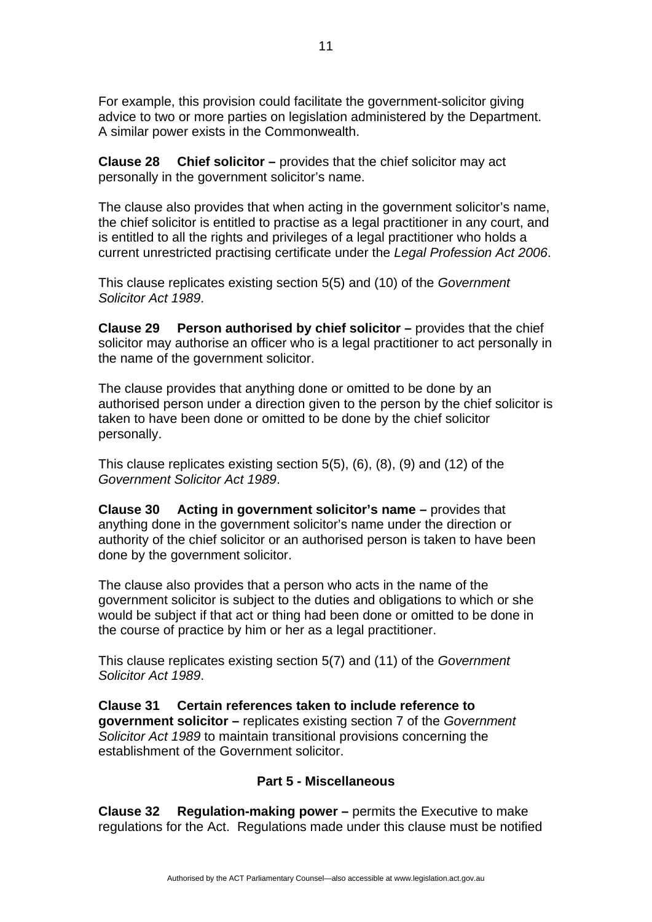For example, this provision could facilitate the government-solicitor giving advice to two or more parties on legislation administered by the Department. A similar power exists in the Commonwealth.

**Clause 28 Chief solicitor –** provides that the chief solicitor may act personally in the government solicitor's name.

The clause also provides that when acting in the government solicitor's name, the chief solicitor is entitled to practise as a legal practitioner in any court, and is entitled to all the rights and privileges of a legal practitioner who holds a current unrestricted practising certificate under the *Legal Profession Act 2006*.

This clause replicates existing section 5(5) and (10) of the *Government Solicitor Act 1989*.

**Clause 29 Person authorised by chief solicitor –** provides that the chief solicitor may authorise an officer who is a legal practitioner to act personally in the name of the government solicitor.

The clause provides that anything done or omitted to be done by an authorised person under a direction given to the person by the chief solicitor is taken to have been done or omitted to be done by the chief solicitor personally.

This clause replicates existing section 5(5), (6), (8), (9) and (12) of the *Government Solicitor Act 1989*.

**Clause 30 Acting in government solicitor's name –** provides that anything done in the government solicitor's name under the direction or authority of the chief solicitor or an authorised person is taken to have been done by the government solicitor.

The clause also provides that a person who acts in the name of the government solicitor is subject to the duties and obligations to which or she would be subject if that act or thing had been done or omitted to be done in the course of practice by him or her as a legal practitioner.

This clause replicates existing section 5(7) and (11) of the *Government Solicitor Act 1989*.

**Clause 31 Certain references taken to include reference to government solicitor –** replicates existing section 7 of the *Government Solicitor Act 1989* to maintain transitional provisions concerning the establishment of the Government solicitor.

## Part 5 - Miscellaneous

**Clause 32 Regulation-making power –** permits the Executive to make regulations for the Act. Regulations made under this clause must be notified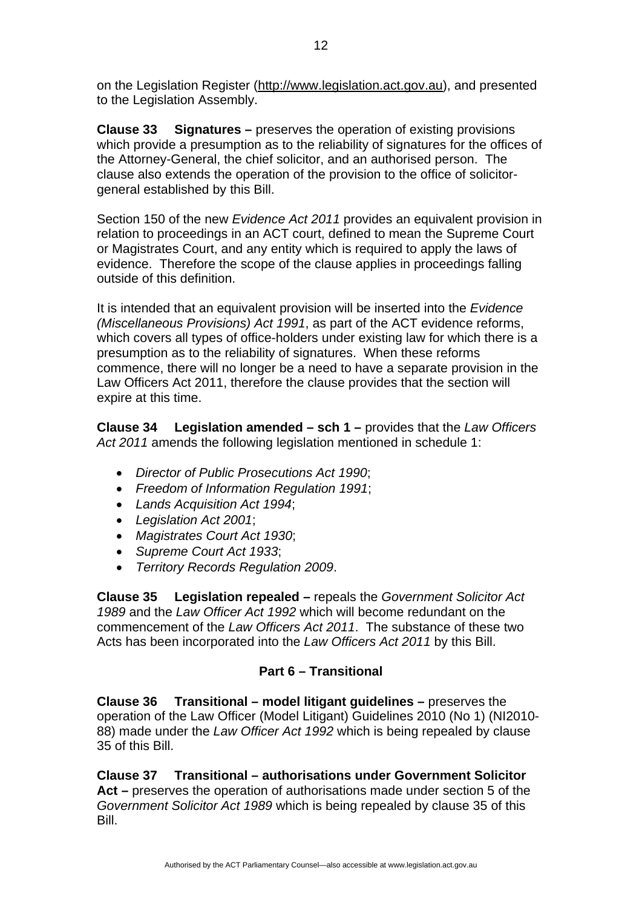on the Legislation Register (http://www.legislation.act.gov.au), and presented to the Legislation Assembly.

**Clause 33 Signatures –** preserves the operation of existing provisions which provide a presumption as to the reliability of signatures for the offices of the Attorney-General, the chief solicitor, and an authorised person. The clause also extends the operation of the provision to the office of solicitor-general established by this Bill.

Section 150 of the new *Evidence Act 2011* provides an equivalent provision in relation to proceedings in an ACT court, defined to mean the Supreme Court or Magistrates Court, and any entity which is required to apply the laws of evidence. Therefore the scope of the clause applies in proceedings falling outside of this definition.

It is intended that an equivalent provision will be inserted into the *Evidence (Miscellaneous Provisions) Act 1991*, as part of the ACT evidence reforms, which covers all types of office-holders under existing law for which there is a presumption as to the reliability of signatures. When these reforms commence, there will no longer be a need to have a separate provision in the Law Officers Act 2011, therefore the clause provides that the section will expire at this time.

**Clause 34 Legislation amended – sch 1 –** provides that the *Law Officers Act 2011* amends the following legislation mentioned in schedule 1:

- *Director of Public Prosecutions Act 1990*;
- *Freedom of Information Regulation 1991*;
- *Lands Acquisition Act 1994*;
- *Legislation Act 2001*;
- *Magistrates Court Act 1930*;
- *Supreme Court Act 1933*;
- *Territory Records Regulation 2009*.

**Clause 35 Legislation repealed –** repeals the *Government Solicitor Act 1989* and the *Law Officer Act 1992* which will become redundant on the commencement of the *Law Officers Act 2011*. The substance of these two Acts has been incorporated into the *Law Officers Act 2011* by this Bill.

## Part 6 – Transitional

**Clause 36 Transitional – model litigant guidelines –** preserves the operation of the Law Officer (Model Litigant) Guidelines 2010 (No 1) (NI2010-88) made under the *Law Officer Act 1992* which is being repealed by clause 35 of this Bill.

**Clause 37 Transitional – authorisations under Government Solicitor Act –** preserves the operation of authorisations made under section 5 of the *Government Solicitor Act 1989* which is being repealed by clause 35 of this Bill.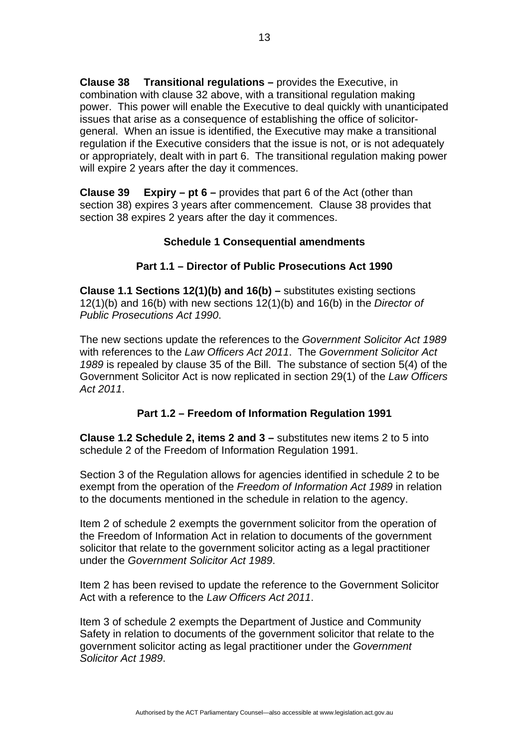**Clause 38 Transitional regulations –** provides the Executive, in combination with clause 32 above, with a transitional regulation making power. This power will enable the Executive to deal quickly with unanticipated issues that arise as a consequence of establishing the office of solicitor-general. When an issue is identified, the Executive may make a transitional regulation if the Executive considers that the issue is not, or is not adequately or appropriately, dealt with in part 6. The transitional regulation making power will expire 2 years after the day it commences.

**Clause 39 Expiry – pt 6 –** provides that part 6 of the Act (other than section 38) expires 3 years after commencement. Clause 38 provides that section 38 expires 2 years after the day it commences.

### Schedule 1 Consequential amendments

### Part 1.1 – Director of Public Prosecutions Act 1990

**Clause 1.1 Sections 12(1)(b) and 16(b) –** substitutes existing sections 12(1)(b) and 16(b) with new sections 12(1)(b) and 16(b) in the *Director of Public Prosecutions Act 1990*.

The new sections update the references to the *Government Solicitor Act 1989* with references to the *Law Officers Act 2011*. The *Government Solicitor Act 1989* is repealed by clause 35 of the Bill. The substance of section 5(4) of the Government Solicitor Act is now replicated in section 29(1) of the *Law Officers Act 2011*.

### Part 1.2 – Freedom of Information Regulation 1991

**Clause 1.2 Schedule 2, items 2 and 3 –** substitutes new items 2 to 5 into schedule 2 of the Freedom of Information Regulation 1991.

Section 3 of the Regulation allows for agencies identified in schedule 2 to be exempt from the operation of the *Freedom of Information Act 1989* in relation to the documents mentioned in the schedule in relation to the agency.

Item 2 of schedule 2 exempts the government solicitor from the operation of the Freedom of Information Act in relation to documents of the government solicitor that relate to the government solicitor acting as a legal practitioner under the *Government Solicitor Act 1989*.

Item 2 has been revised to update the reference to the Government Solicitor Act with a reference to the *Law Officers Act 2011*.

Item 3 of schedule 2 exempts the Department of Justice and Community Safety in relation to documents of the government solicitor that relate to the government solicitor acting as legal practitioner under the *Government Solicitor Act 1989*.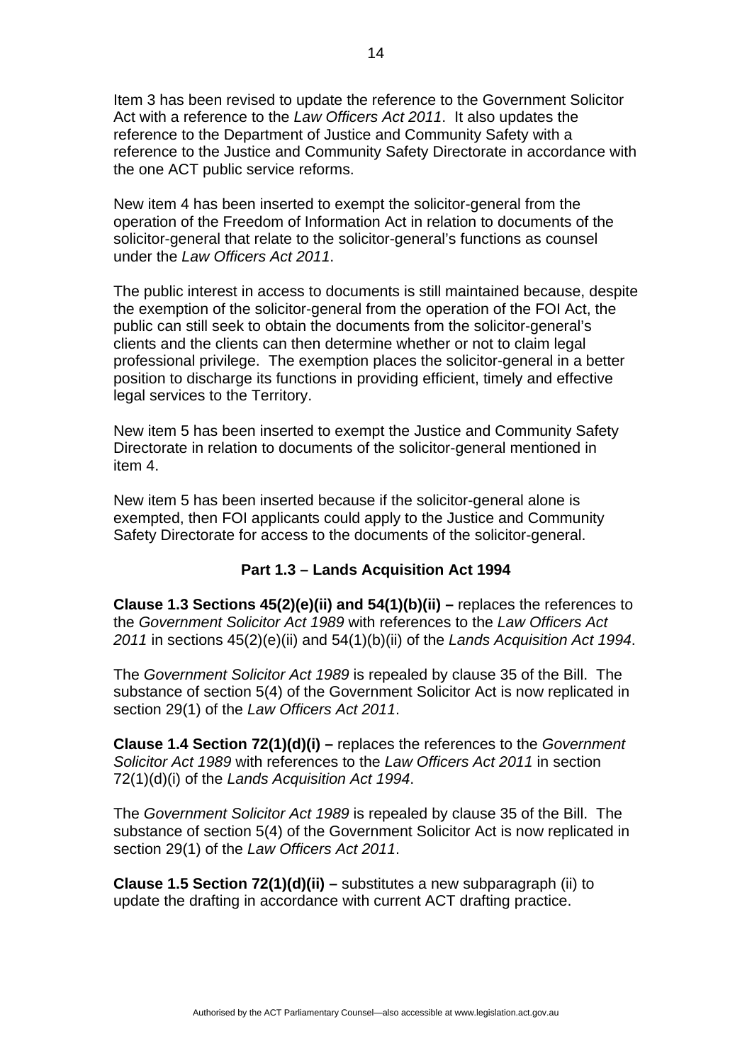Item 3 has been revised to update the reference to the Government Solicitor Act with a reference to the *Law Officers Act 2011*. It also updates the reference to the Department of Justice and Community Safety with a reference to the Justice and Community Safety Directorate in accordance with the one ACT public service reforms.

New item 4 has been inserted to exempt the solicitor-general from the operation of the Freedom of Information Act in relation to documents of the solicitor-general that relate to the solicitor-general's functions as counsel under the *Law Officers Act 2011*.

The public interest in access to documents is still maintained because, despite the exemption of the solicitor-general from the operation of the FOI Act, the public can still seek to obtain the documents from the solicitor-general's clients and the clients can then determine whether or not to claim legal professional privilege. The exemption places the solicitor-general in a better position to discharge its functions in providing efficient, timely and effective legal services to the Territory.

New item 5 has been inserted to exempt the Justice and Community Safety Directorate in relation to documents of the solicitor-general mentioned in item 4.

New item 5 has been inserted because if the solicitor-general alone is exempted, then FOI applicants could apply to the Justice and Community Safety Directorate for access to the documents of the solicitor-general.

### Part 1.3 – Lands Acquisition Act 1994

**Clause 1.3 Sections 45(2)(e)(ii) and 54(1)(b)(ii) –** replaces the references to the *Government Solicitor Act 1989* with references to the *Law Officers Act 2011* in sections 45(2)(e)(ii) and 54(1)(b)(ii) of the *Lands Acquisition Act 1994*.

The *Government Solicitor Act 1989* is repealed by clause 35 of the Bill. The substance of section 5(4) of the Government Solicitor Act is now replicated in section 29(1) of the *Law Officers Act 2011*.

**Clause 1.4 Section 72(1)(d)(i) –** replaces the references to the *Government Solicitor Act 1989* with references to the *Law Officers Act 2011* in section 72(1)(d)(i) of the *Lands Acquisition Act 1994*.

The *Government Solicitor Act 1989* is repealed by clause 35 of the Bill. The substance of section 5(4) of the Government Solicitor Act is now replicated in section 29(1) of the *Law Officers Act 2011*.

**Clause 1.5 Section 72(1)(d)(ii) –** substitutes a new subparagraph (ii) to update the drafting in accordance with current ACT drafting practice.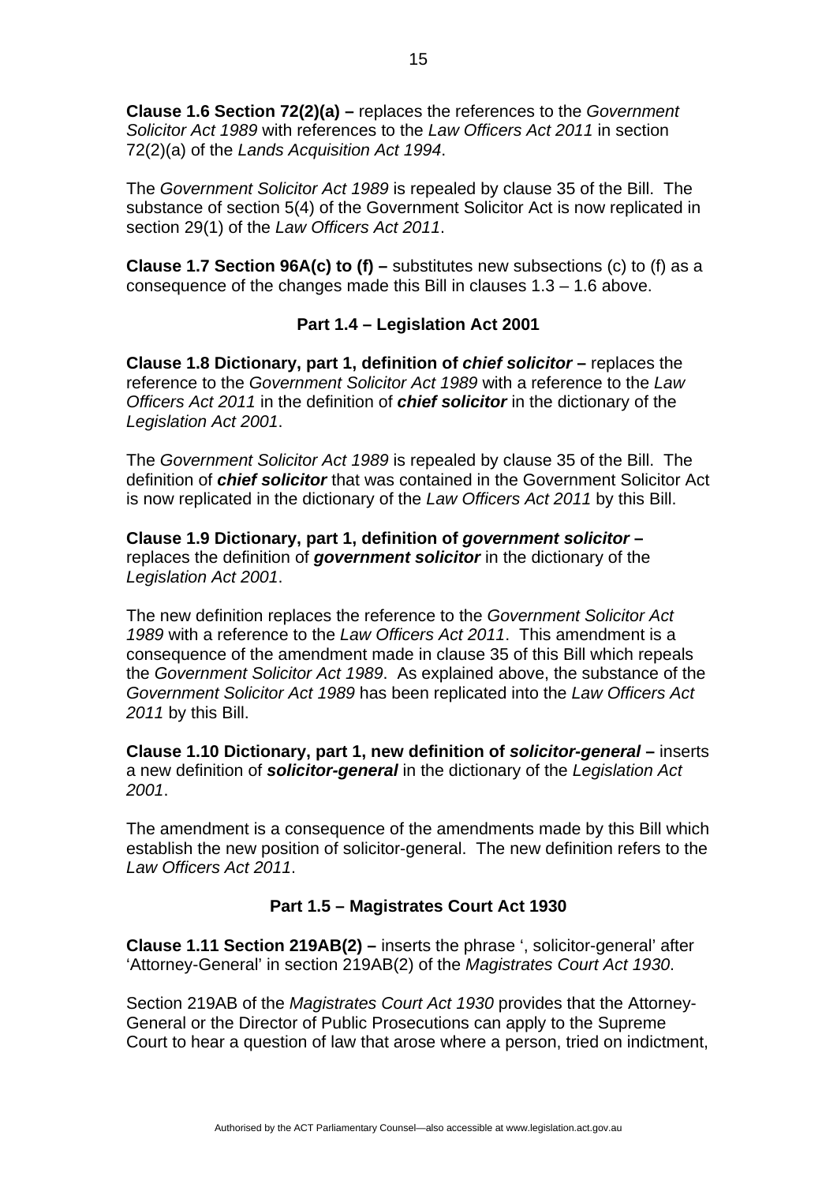**Clause 1.6 Section 72(2)(a) –** replaces the references to the *Government Solicitor Act 1989* with references to the *Law Officers Act 2011* in section 72(2)(a) of the *Lands Acquisition Act 1994*.

The *Government Solicitor Act 1989* is repealed by clause 35 of the Bill. The substance of section 5(4) of the Government Solicitor Act is now replicated in section 29(1) of the *Law Officers Act 2011*.

**Clause 1.7 Section 96A(c) to (f) –** substitutes new subsections (c) to (f) as a consequence of the changes made this Bill in clauses 1.3 – 1.6 above.

## Part 1.4 – Legislation Act 2001

**Clause 1.8 Dictionary, part 1, definition of *chief solicitor* –** replaces the reference to the *Government Solicitor Act 1989* with a reference to the *Law Officers Act 2011* in the definition of ***chief solicitor*** in the dictionary of the *Legislation Act 2001*.

The *Government Solicitor Act 1989* is repealed by clause 35 of the Bill. The definition of ***chief solicitor*** that was contained in the Government Solicitor Act is now replicated in the dictionary of the *Law Officers Act 2011* by this Bill.

**Clause 1.9 Dictionary, part 1, definition of *government solicitor* –** replaces the definition of ***government solicitor*** in the dictionary of the *Legislation Act 2001*.

The new definition replaces the reference to the *Government Solicitor Act 1989* with a reference to the *Law Officers Act 2011*. This amendment is a consequence of the amendment made in clause 35 of this Bill which repeals the *Government Solicitor Act 1989*. As explained above, the substance of the *Government Solicitor Act 1989* has been replicated into the *Law Officers Act 2011* by this Bill.

**Clause 1.10 Dictionary, part 1, new definition of *solicitor-general* –** inserts a new definition of ***solicitor-general*** in the dictionary of the *Legislation Act 2001*.

The amendment is a consequence of the amendments made by this Bill which establish the new position of solicitor-general. The new definition refers to the *Law Officers Act 2011*.

## Part 1.5 – Magistrates Court Act 1930

**Clause 1.11 Section 219AB(2) –** inserts the phrase ', solicitor-general' after 'Attorney-General' in section 219AB(2) of the *Magistrates Court Act 1930*.

Section 219AB of the *Magistrates Court Act 1930* provides that the Attorney-General or the Director of Public Prosecutions can apply to the Supreme Court to hear a question of law that arose where a person, tried on indictment,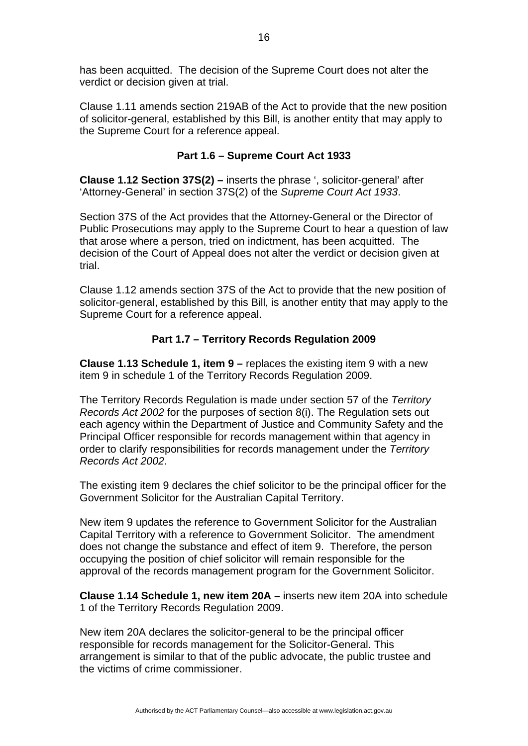has been acquitted. The decision of the Supreme Court does not alter the verdict or decision given at trial.

Clause 1.11 amends section 219AB of the Act to provide that the new position of solicitor-general, established by this Bill, is another entity that may apply to the Supreme Court for a reference appeal.

### Part 1.6 – Supreme Court Act 1933

**Clause 1.12 Section 37S(2) –** inserts the phrase ', solicitor-general' after 'Attorney-General' in section 37S(2) of the *Supreme Court Act 1933*.

Section 37S of the Act provides that the Attorney-General or the Director of Public Prosecutions may apply to the Supreme Court to hear a question of law that arose where a person, tried on indictment, has been acquitted. The decision of the Court of Appeal does not alter the verdict or decision given at trial.

Clause 1.12 amends section 37S of the Act to provide that the new position of solicitor-general, established by this Bill, is another entity that may apply to the Supreme Court for a reference appeal.

### Part 1.7 – Territory Records Regulation 2009

**Clause 1.13 Schedule 1, item 9 –** replaces the existing item 9 with a new item 9 in schedule 1 of the Territory Records Regulation 2009.

The Territory Records Regulation is made under section 57 of the *Territory Records Act 2002* for the purposes of section 8(i). The Regulation sets out each agency within the Department of Justice and Community Safety and the Principal Officer responsible for records management within that agency in order to clarify responsibilities for records management under the *Territory Records Act 2002*.

The existing item 9 declares the chief solicitor to be the principal officer for the Government Solicitor for the Australian Capital Territory.

New item 9 updates the reference to Government Solicitor for the Australian Capital Territory with a reference to Government Solicitor. The amendment does not change the substance and effect of item 9. Therefore, the person occupying the position of chief solicitor will remain responsible for the approval of the records management program for the Government Solicitor.

**Clause 1.14 Schedule 1, new item 20A –** inserts new item 20A into schedule 1 of the Territory Records Regulation 2009.

New item 20A declares the solicitor-general to be the principal officer responsible for records management for the Solicitor-General. This arrangement is similar to that of the public advocate, the public trustee and the victims of crime commissioner.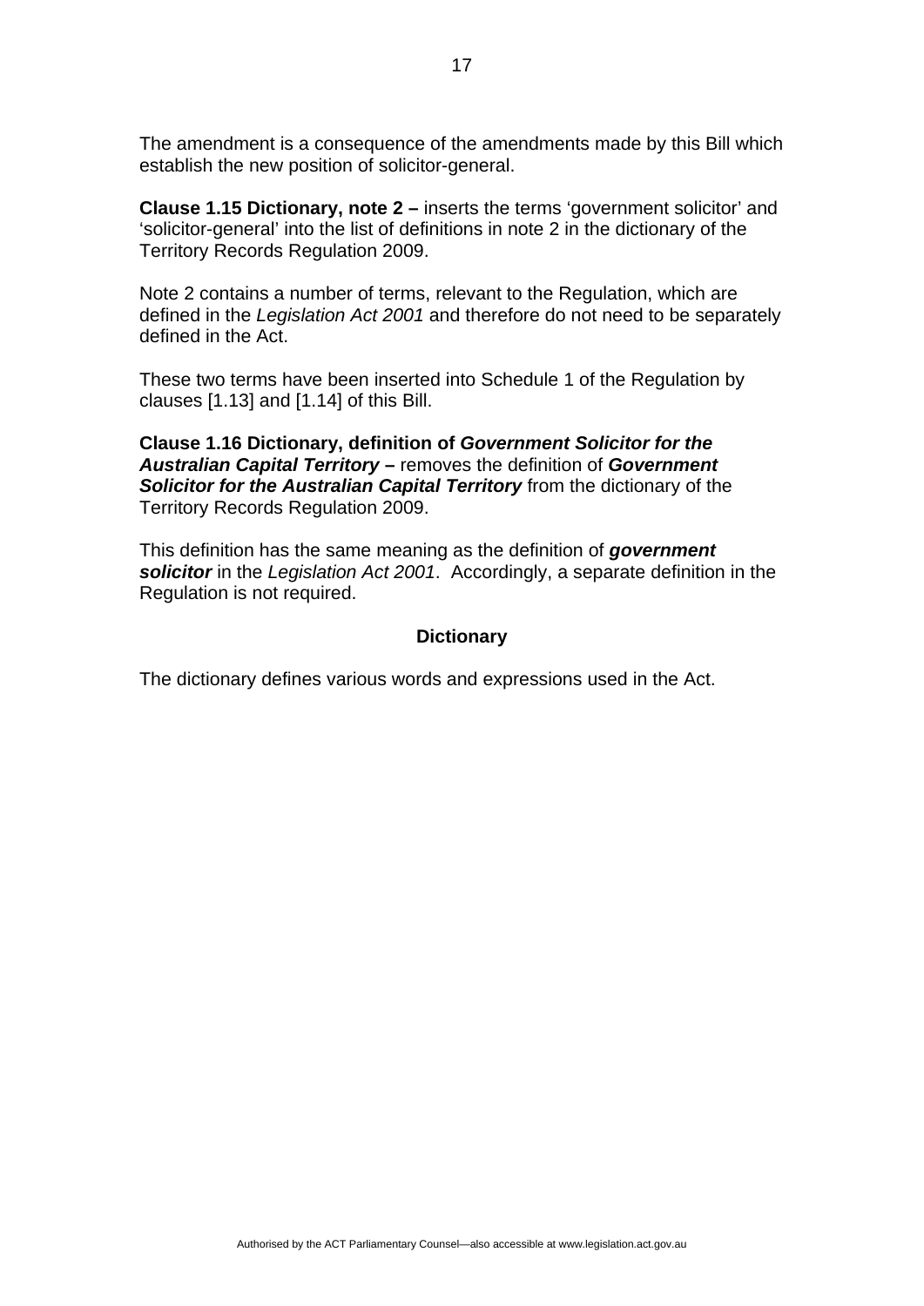The amendment is a consequence of the amendments made by this Bill which establish the new position of solicitor-general.

**Clause 1.15 Dictionary, note 2 –** inserts the terms 'government solicitor' and 'solicitor-general' into the list of definitions in note 2 in the dictionary of the Territory Records Regulation 2009.

Note 2 contains a number of terms, relevant to the Regulation, which are defined in the *Legislation Act 2001* and therefore do not need to be separately defined in the Act.

These two terms have been inserted into Schedule 1 of the Regulation by clauses [1.13] and [1.14] of this Bill.

**Clause 1.16 Dictionary, definition of *Government Solicitor for the Australian Capital Territory* –** removes the definition of ***Government Solicitor for the Australian Capital Territory*** from the dictionary of the Territory Records Regulation 2009.

This definition has the same meaning as the definition of ***government solicitor*** in the *Legislation Act 2001*. Accordingly, a separate definition in the Regulation is not required.

## Dictionary

The dictionary defines various words and expressions used in the Act.

Authorised by the ACT Parliamentary Counsel—also accessible at www.legislation.act.gov.au